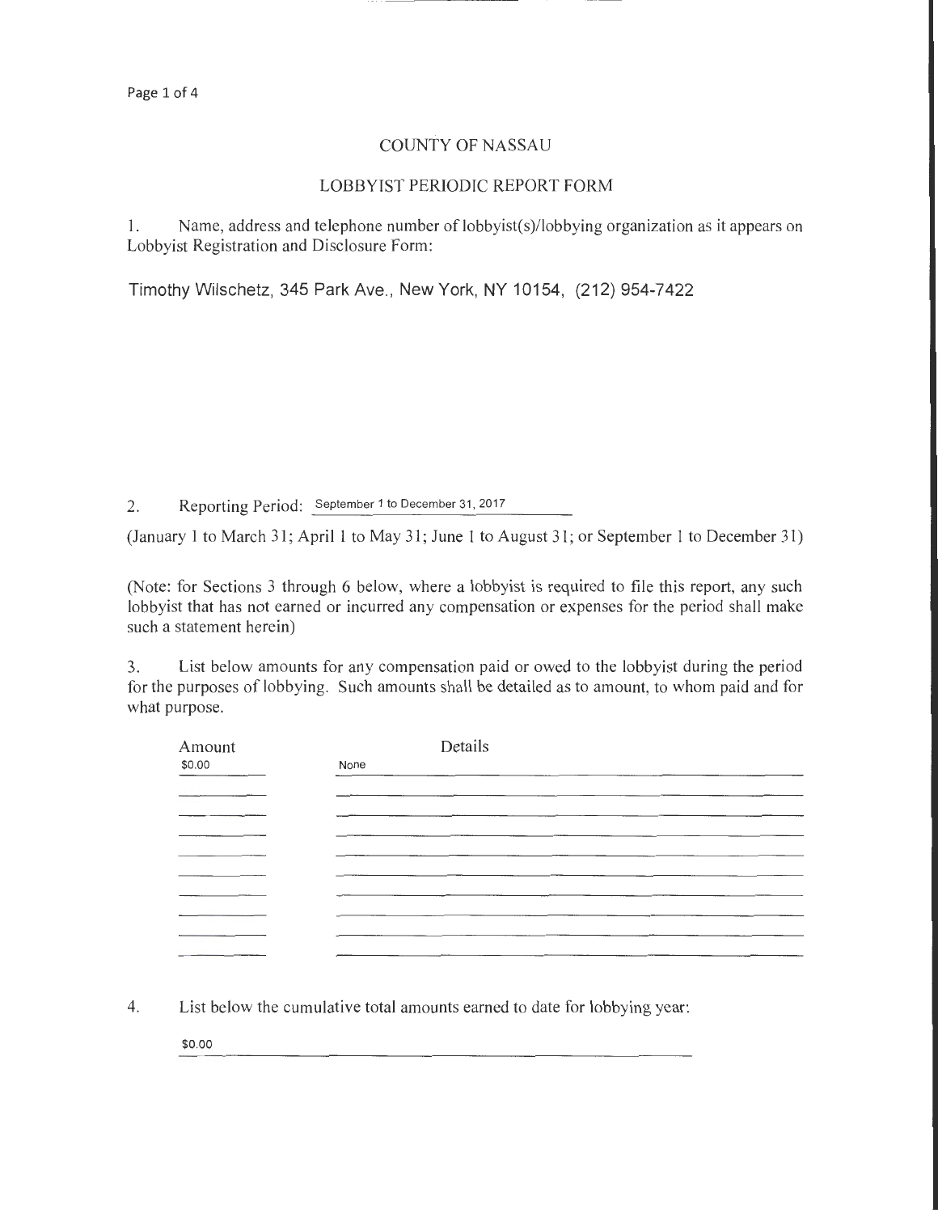# COUNTY OF NASSAU

## LOBBYIST PERIODIC REPORT FORM

1. Name, address and telephone number of lobbyist(s)/lobbying organization as it appears on Lobbyist Registration and Disclosure Form:

Timothy Wilschetz, 345 Park Ave., New York, NY 10154, (212) 954-7422

2. Reporting Period: September 1 to December 31, 2017

(January 1 to March 31; April 1 to May 31; June 1 to August 31; or September 1 to December 31)

(Note: for Sections 3 through 6 below, where a lobbyist is required to file this report, any such lobbyist that has not earned or incurred any compensation or expenses for the period shall make such a statement herein)

3. List below amounts for any compensation paid or owed to the lobbyist during the period for the purposes of lobbying. Such amounts shall be detailed as to amount, to whom paid and for what purpose.

| Amount | Details |
|---|---|
| $0.00 | None |

4. List below the cumulative total amounts earned to date for lobbying year:

$0.00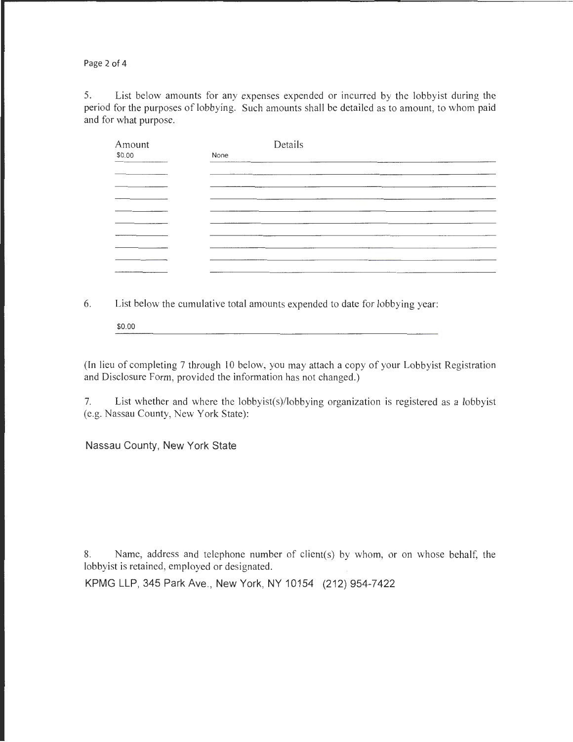5. List below amounts for any expenses expended or incurred by the lobbyist during the period for the purposes of lobbying. Such amounts shall be detailed as to amount, to whom paid and for what purpose.

| Amount | Details |
| --- | --- |
| $0.00 | None |

6. List below the cumulative total amounts expended to date for lobbying year:

$0.00

(In lieu of completing 7 through 10 below, you may attach a copy of your Lobbyist Registration and Disclosure Form, provided the information has not changed.)

7. List whether and where the lobbyist(s)/lobbying organization is registered as a lobbyist (e.g. Nassau County, New York State):

Nassau County, New York State

8. Name, address and telephone number of client(s) by whom, or on whose behalf, the lobbyist is retained, employed or designated.

KPMG LLP, 345 Park Ave., New York, NY 10154 (212) 954-7422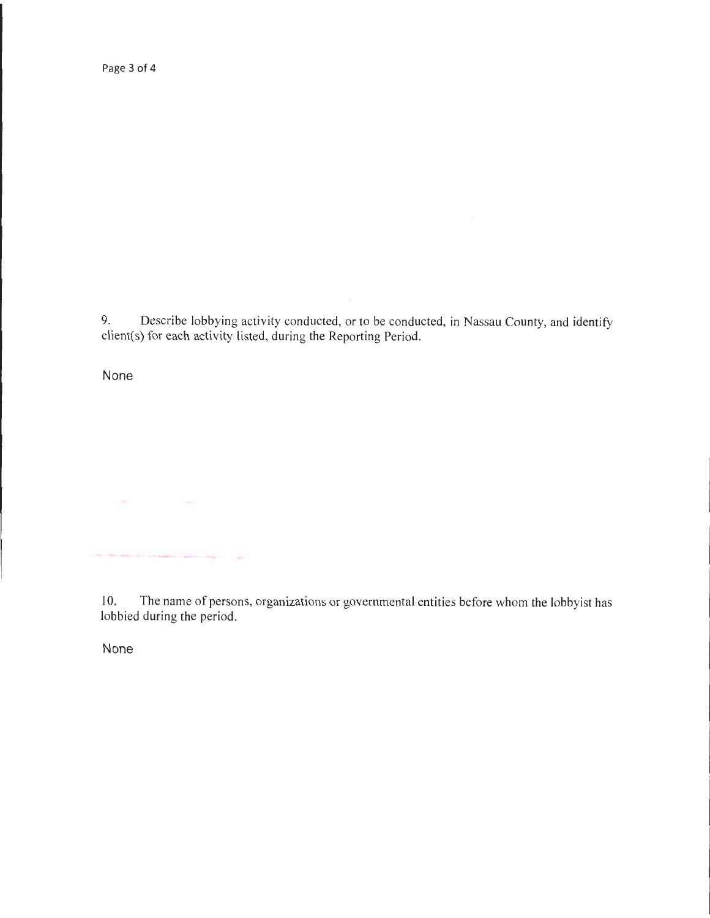9. Describe lobbying activity conducted, or to be conducted, in Nassau County, and identify client(s) for each activity listed, during the Reporting Period.

None

10. The name of persons, organizations or governmental entities before whom the lobbyist has lobbied during the period.

None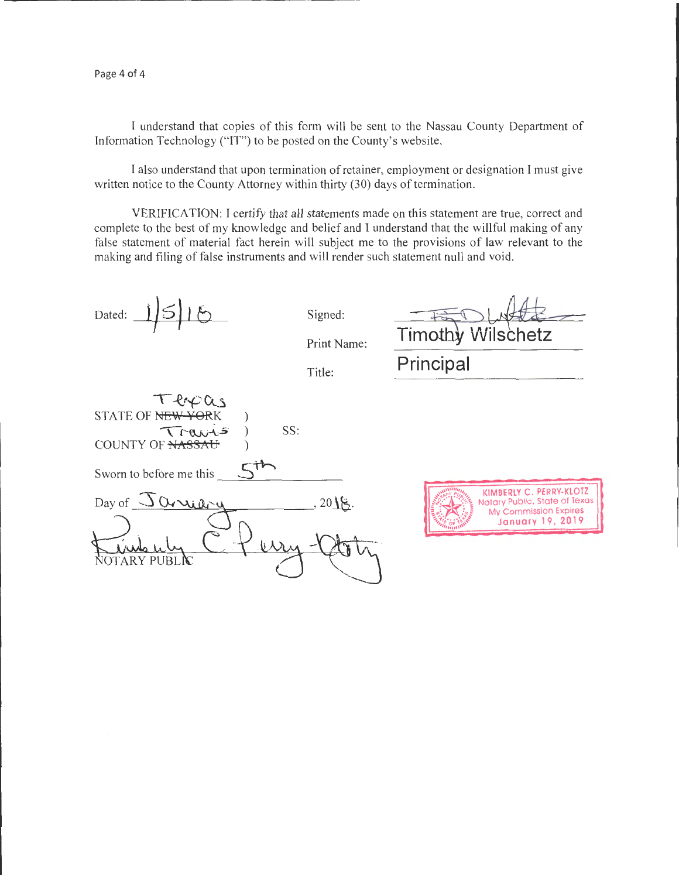I understand that copies of this form will be sent to the Nassau County Department of Information Technology ("IT") to be posted on the County's website.

I also understand that upon termination of retainer, employment or designation I must give written notice to the County Attorney within thirty (30) days of termination.

VERIFICATION: I certify that all statements made on this statement are true, correct and complete to the best of my knowledge and belief and I understand that the willful making of any false statement of material fact herein will subject me to the provisions of law relevant to the making and filing of false instruments and will render such statement null and void.

Dated: 1/5/18

Signed: [signature]

Print Name: Timothy Wilschetz

Title: Principal

STATE OF ~~NEW YORK~~ Texas )
) SS:
COUNTY OF ~~NASSAU~~ Travis )

Sworn to before me this 5th

Day of January, 2018.

[signature] Kimberly C. Perry-Klotz

NOTARY PUBLIC

KIMBERLY C. PERRY-KLOTZ
Notary Public, State of Texas
My Commission Expires
January 19, 2019